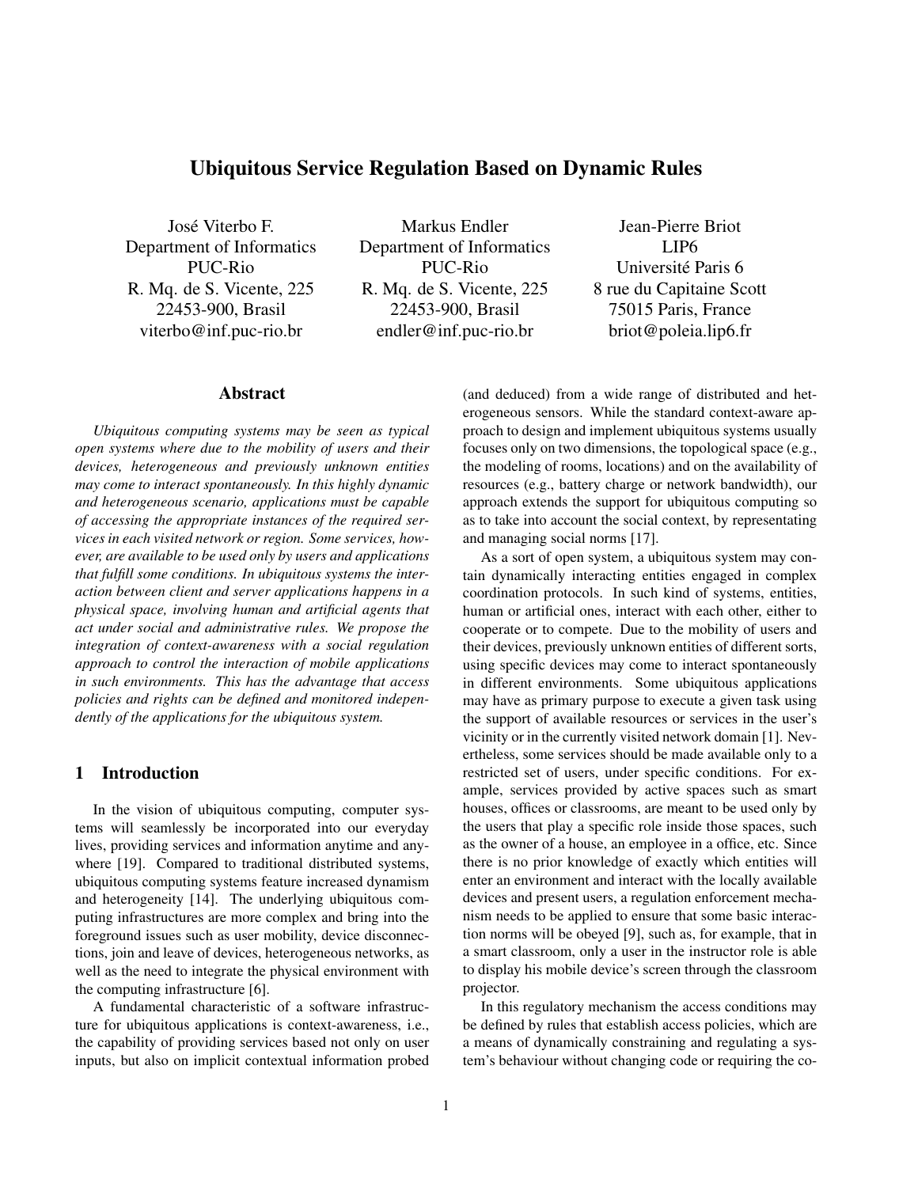# Ubiquitous Service Regulation Based on Dynamic Rules

José Viterbo F.
Department of Informatics
PUC-Rio
R. Mq. de S. Vicente, 225
22453-900, Brasil
viterbo@inf.puc-rio.br

Markus Endler
Department of Informatics
PUC-Rio
R. Mq. de S. Vicente, 225
22453-900, Brasil
endler@inf.puc-rio.br

Jean-Pierre Briot
LIP6
Université Paris 6
8 rue du Capitaine Scott
75015 Paris, France
briot@poleia.lip6.fr

## Abstract

*Ubiquitous computing systems may be seen as typical open systems where due to the mobility of users and their devices, heterogeneous and previously unknown entities may come to interact spontaneously. In this highly dynamic and heterogeneous scenario, applications must be capable of accessing the appropriate instances of the required services in each visited network or region. Some services, however, are available to be used only by users and applications that fulfill some conditions. In ubiquitous systems the interaction between client and server applications happens in a physical space, involving human and artificial agents that act under social and administrative rules. We propose the integration of context-awareness with a social regulation approach to control the interaction of mobile applications in such environments. This has the advantage that access policies and rights can be defined and monitored independently of the applications for the ubiquitous system.*

## 1 Introduction

In the vision of ubiquitous computing, computer systems will seamlessly be incorporated into our everyday lives, providing services and information anytime and anywhere [19]. Compared to traditional distributed systems, ubiquitous computing systems feature increased dynamism and heterogeneity [14]. The underlying ubiquitous computing infrastructures are more complex and bring into the foreground issues such as user mobility, device disconnections, join and leave of devices, heterogeneous networks, as well as the need to integrate the physical environment with the computing infrastructure [6].

A fundamental characteristic of a software infrastructure for ubiquitous applications is context-awareness, i.e., the capability of providing services based not only on user inputs, but also on implicit contextual information probed (and deduced) from a wide range of distributed and heterogeneous sensors. While the standard context-aware approach to design and implement ubiquitous systems usually focuses only on two dimensions, the topological space (e.g., the modeling of rooms, locations) and on the availability of resources (e.g., battery charge or network bandwidth), our approach extends the support for ubiquitous computing so as to take into account the social context, by representating and managing social norms [17].

As a sort of open system, a ubiquitous system may contain dynamically interacting entities engaged in complex coordination protocols. In such kind of systems, entities, human or artificial ones, interact with each other, either to cooperate or to compete. Due to the mobility of users and their devices, previously unknown entities of different sorts, using specific devices may come to interact spontaneously in different environments. Some ubiquitous applications may have as primary purpose to execute a given task using the support of available resources or services in the user's vicinity or in the currently visited network domain [1]. Nevertheless, some services should be made available only to a restricted set of users, under specific conditions. For example, services provided by active spaces such as smart houses, offices or classrooms, are meant to be used only by the users that play a specific role inside those spaces, such as the owner of a house, an employee in a office, etc. Since there is no prior knowledge of exactly which entities will enter an environment and interact with the locally available devices and present users, a regulation enforcement mechanism needs to be applied to ensure that some basic interaction norms will be obeyed [9], such as, for example, that in a smart classroom, only a user in the instructor role is able to display his mobile device's screen through the classroom projector.

In this regulatory mechanism the access conditions may be defined by rules that establish access policies, which are a means of dynamically constraining and regulating a system's behaviour without changing code or requiring the co-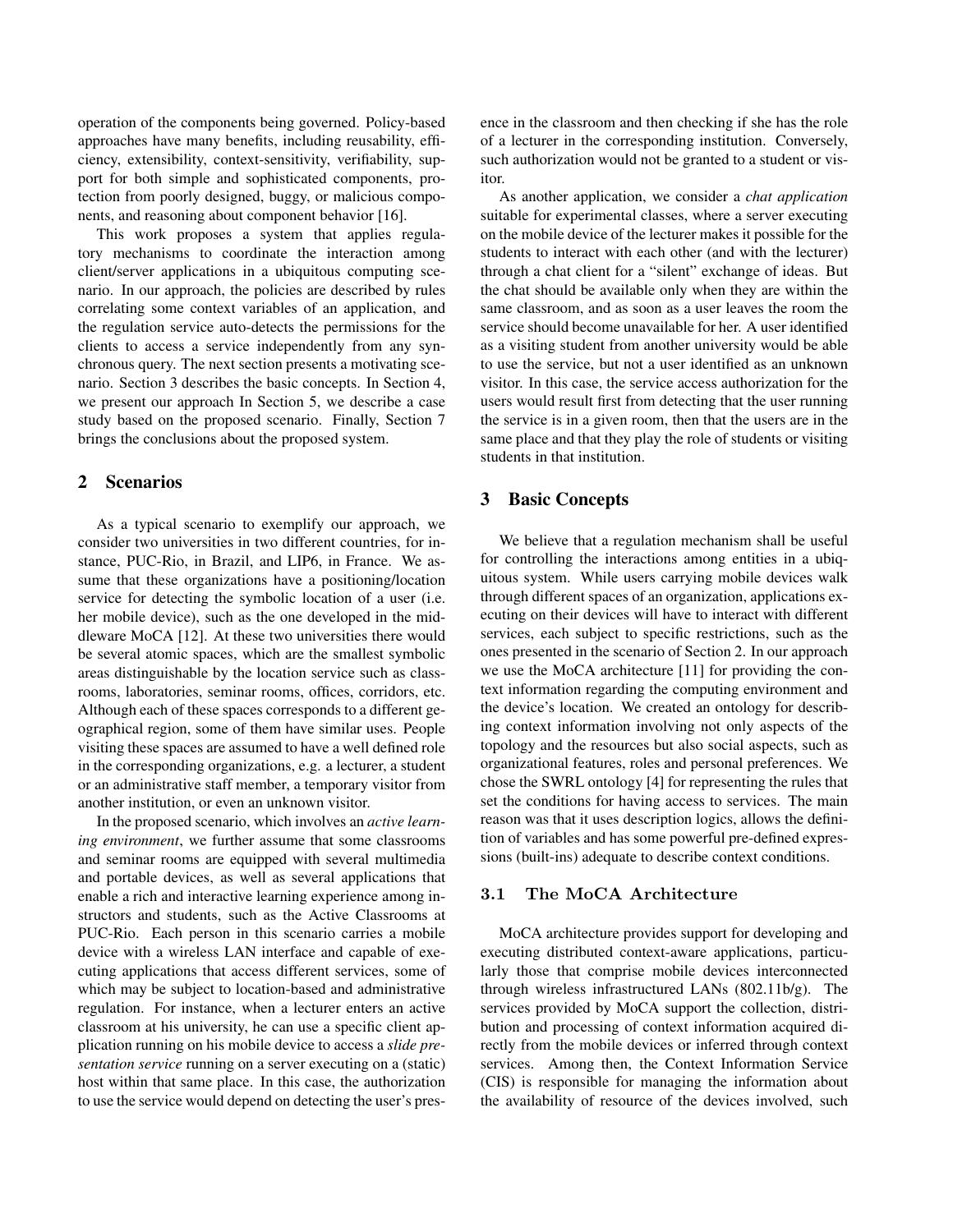operation of the components being governed. Policy-based approaches have many benefits, including reusability, efficiency, extensibility, context-sensitivity, verifiability, support for both simple and sophisticated components, protection from poorly designed, buggy, or malicious components, and reasoning about component behavior [16].

This work proposes a system that applies regulatory mechanisms to coordinate the interaction among client/server applications in a ubiquitous computing scenario. In our approach, the policies are described by rules correlating some context variables of an application, and the regulation service auto-detects the permissions for the clients to access a service independently from any synchronous query. The next section presents a motivating scenario. Section 3 describes the basic concepts. In Section 4, we present our approach In Section 5, we describe a case study based on the proposed scenario. Finally, Section 7 brings the conclusions about the proposed system.

## 2 Scenarios

As a typical scenario to exemplify our approach, we consider two universities in two different countries, for instance, PUC-Rio, in Brazil, and LIP6, in France. We assume that these organizations have a positioning/location service for detecting the symbolic location of a user (i.e. her mobile device), such as the one developed in the middleware MoCA [12]. At these two universities there would be several atomic spaces, which are the smallest symbolic areas distinguishable by the location service such as classrooms, laboratories, seminar rooms, offices, corridors, etc. Although each of these spaces corresponds to a different geographical region, some of them have similar uses. People visiting these spaces are assumed to have a well defined role in the corresponding organizations, e.g. a lecturer, a student or an administrative staff member, a temporary visitor from another institution, or even an unknown visitor.

In the proposed scenario, which involves an *active learning environment*, we further assume that some classrooms and seminar rooms are equipped with several multimedia and portable devices, as well as several applications that enable a rich and interactive learning experience among instructors and students, such as the Active Classrooms at PUC-Rio. Each person in this scenario carries a mobile device with a wireless LAN interface and capable of executing applications that access different services, some of which may be subject to location-based and administrative regulation. For instance, when a lecturer enters an active classroom at his university, he can use a specific client application running on his mobile device to access a *slide presentation service* running on a server executing on a (static) host within that same place. In this case, the authorization to use the service would depend on detecting the user's presence in the classroom and then checking if she has the role of a lecturer in the corresponding institution. Conversely, such authorization would not be granted to a student or visitor.

As another application, we consider a *chat application* suitable for experimental classes, where a server executing on the mobile device of the lecturer makes it possible for the students to interact with each other (and with the lecturer) through a chat client for a "silent" exchange of ideas. But the chat should be available only when they are within the same classroom, and as soon as a user leaves the room the service should become unavailable for her. A user identified as a visiting student from another university would be able to use the service, but not a user identified as an unknown visitor. In this case, the service access authorization for the users would result first from detecting that the user running the service is in a given room, then that the users are in the same place and that they play the role of students or visiting students in that institution.

## 3 Basic Concepts

We believe that a regulation mechanism shall be useful for controlling the interactions among entities in a ubiquitous system. While users carrying mobile devices walk through different spaces of an organization, applications executing on their devices will have to interact with different services, each subject to specific restrictions, such as the ones presented in the scenario of Section 2. In our approach we use the MoCA architecture [11] for providing the context information regarding the computing environment and the device's location. We created an ontology for describing context information involving not only aspects of the topology and the resources but also social aspects, such as organizational features, roles and personal preferences. We chose the SWRL ontology [4] for representing the rules that set the conditions for having access to services. The main reason was that it uses description logics, allows the definition of variables and has some powerful pre-defined expressions (built-ins) adequate to describe context conditions.

### 3.1 The MoCA Architecture

MoCA architecture provides support for developing and executing distributed context-aware applications, particularly those that comprise mobile devices interconnected through wireless infrastructured LANs (802.11b/g). The services provided by MoCA support the collection, distribution and processing of context information acquired directly from the mobile devices or inferred through context services. Among then, the Context Information Service (CIS) is responsible for managing the information about the availability of resource of the devices involved, such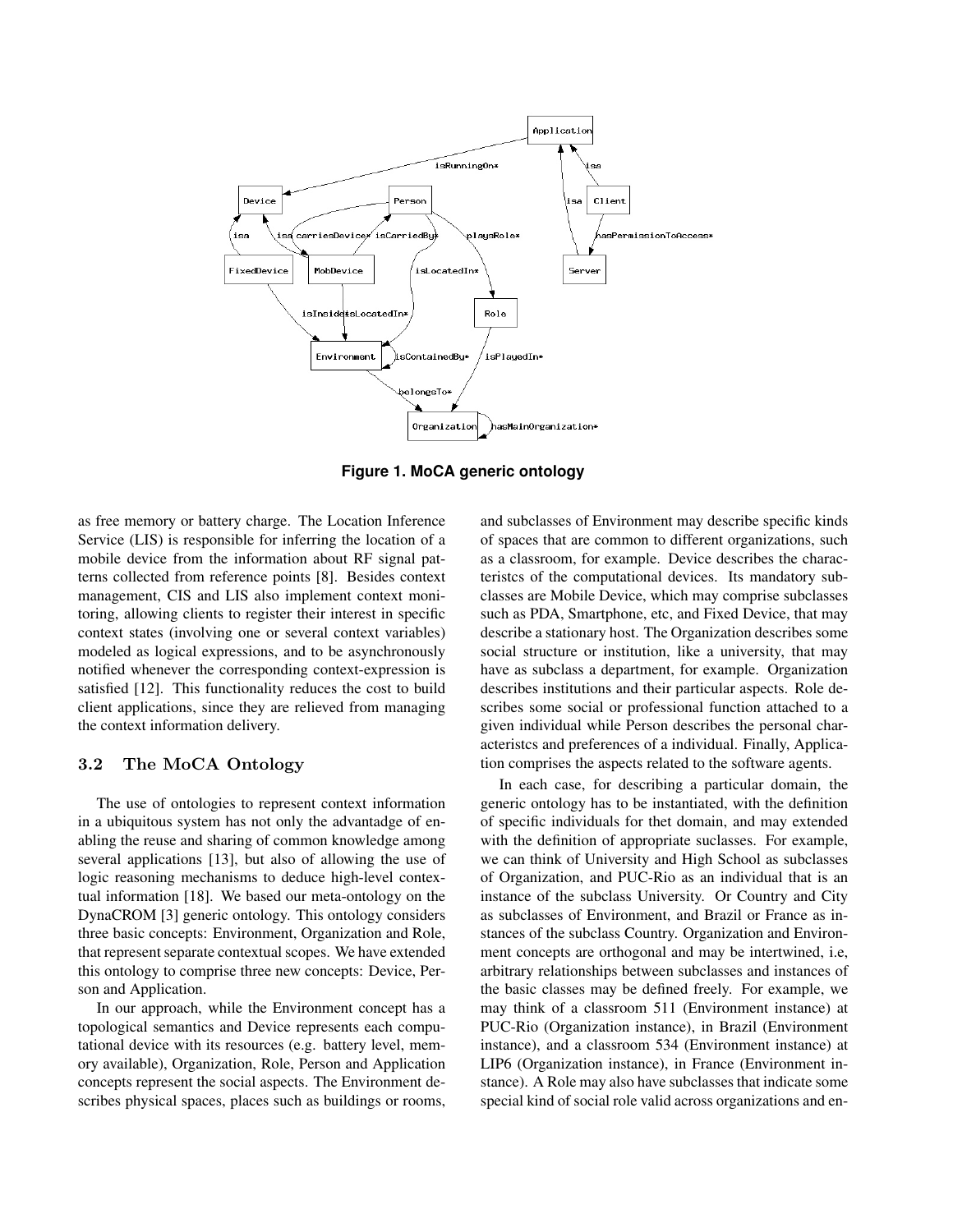**Figure 1. MoCA generic ontology**

as free memory or battery charge. The Location Inference Service (LIS) is responsible for inferring the location of a mobile device from the information about RF signal patterns collected from reference points [8]. Besides context management, CIS and LIS also implement context monitoring, allowing clients to register their interest in specific context states (involving one or several context variables) modeled as logical expressions, and to be asynchronously notified whenever the corresponding context-expression is satisfied [12]. This functionality reduces the cost to build client applications, since they are relieved from managing the context information delivery.

### 3.2 The MoCA Ontology

The use of ontologies to represent context information in a ubiquitous system has not only the advantadge of enabling the reuse and sharing of common knowledge among several applications [13], but also of allowing the use of logic reasoning mechanisms to deduce high-level contextual information [18]. We based our meta-ontology on the DynaCROM [3] generic ontology. This ontology considers three basic concepts: Environment, Organization and Role, that represent separate contextual scopes. We have extended this ontology to comprise three new concepts: Device, Person and Application.

In our approach, while the Environment concept has a topological semantics and Device represents each computational device with its resources (e.g. battery level, memory available), Organization, Role, Person and Application concepts represent the social aspects. The Environment describes physical spaces, places such as buildings or rooms, and subclasses of Environment may describe specific kinds of spaces that are common to different organizations, such as a classroom, for example. Device describes the characteristcs of the computational devices. Its mandatory subclasses are Mobile Device, which may comprise subclasses such as PDA, Smartphone, etc, and Fixed Device, that may describe a stationary host. The Organization describes some social structure or institution, like a university, that may have as subclass a department, for example. Organization describes institutions and their particular aspects. Role describes some social or professional function attached to a given individual while Person describes the personal characteristcs and preferences of a individual. Finally, Application comprises the aspects related to the software agents.

In each case, for describing a particular domain, the generic ontology has to be instantiated, with the definition of specific individuals for thet domain, and may extended with the definition of appropriate suclasses. For example, we can think of University and High School as subclasses of Organization, and PUC-Rio as an individual that is an instance of the subclass University. Or Country and City as subclasses of Environment, and Brazil or France as instances of the subclass Country. Organization and Environment concepts are orthogonal and may be intertwined, i.e, arbitrary relationships between subclasses and instances of the basic classes may be defined freely. For example, we may think of a classroom 511 (Environment instance) at PUC-Rio (Organization instance), in Brazil (Environment instance), and a classroom 534 (Environment instance) at LIP6 (Organization instance), in France (Environment instance). A Role may also have subclasses that indicate some special kind of social role valid across organizations and en-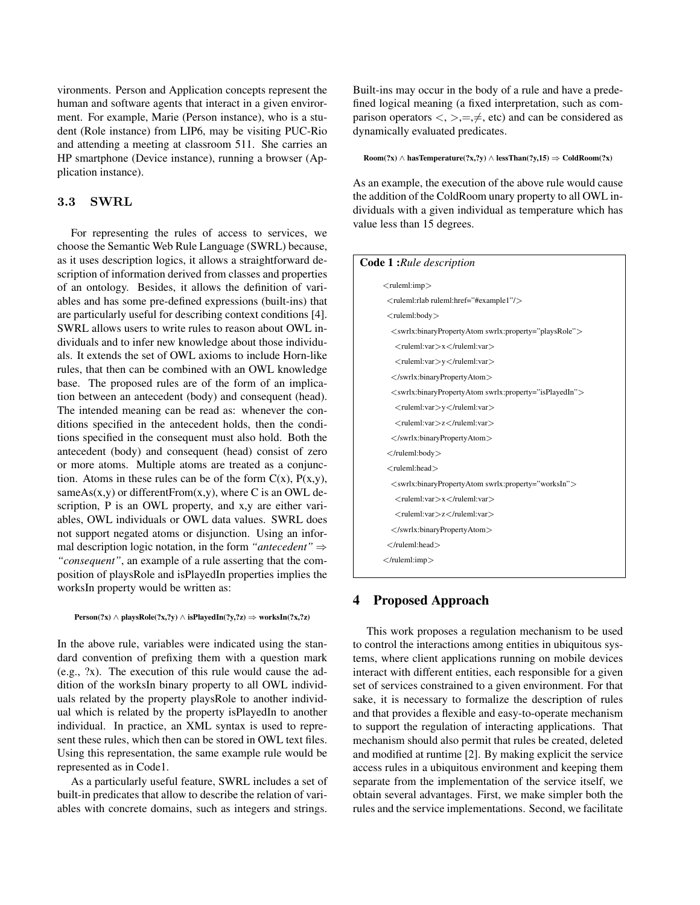vironments. Person and Application concepts represent the human and software agents that interact in a given envirorment. For example, Marie (Person instance), who is a student (Role instance) from LIP6, may be visiting PUC-Rio and attending a meeting at classroom 511. She carries an HP smartphone (Device instance), running a browser (Application instance).

### 3.3 SWRL

For representing the rules of access to services, we choose the Semantic Web Rule Language (SWRL) because, as it uses description logics, it allows a straightforward description of information derived from classes and properties of an ontology. Besides, it allows the definition of variables and has some pre-defined expressions (built-ins) that are particularly useful for describing context conditions [4]. SWRL allows users to write rules to reason about OWL individuals and to infer new knowledge about those individuals. It extends the set of OWL axioms to include Horn-like rules, that then can be combined with an OWL knowledge base. The proposed rules are of the form of an implication between an antecedent (body) and consequent (head). The intended meaning can be read as: whenever the conditions specified in the antecedent holds, then the conditions specified in the consequent must also hold. Both the antecedent (body) and consequent (head) consist of zero or more atoms. Multiple atoms are treated as a conjunction. Atoms in these rules can be of the form C(x), P(x,y), sameAs(x,y) or differentFrom(x,y), where C is an OWL description, P is an OWL property, and x,y are either variables, OWL individuals or OWL data values. SWRL does not support negated atoms or disjunction. Using an informal description logic notation, in the form *"antecedent"* ⇒ *"consequent"*, an example of a rule asserting that the composition of playsRole and isPlayedIn properties implies the worksIn property would be written as:

**Person(?x) ∧ playsRole(?x,?y) ∧ isPlayedIn(?y,?z) ⇒ worksIn(?x,?z)**

In the above rule, variables were indicated using the standard convention of prefixing them with a question mark (e.g., ?x). The execution of this rule would cause the addition of the worksIn binary property to all OWL individuals related by the property playsRole to another individual which is related by the property isPlayedIn to another individual. In practice, an XML syntax is used to represent these rules, which then can be stored in OWL text files. Using this representation, the same example rule would be represented as in Code1.

As a particularly useful feature, SWRL includes a set of built-in predicates that allow to describe the relation of variables with concrete domains, such as integers and strings. Built-ins may occur in the body of a rule and have a predefined logical meaning (a fixed interpretation, such as comparison operators $<$, $>$,$=$,$\neq$, etc) and can be considered as dynamically evaluated predicates.

**Room(?x) ∧ hasTemperature(?x,?y) ∧ lessThan(?y,15) ⇒ ColdRoom(?x)**

As an example, the execution of the above rule would cause the addition of the ColdRoom unary property to all OWL individuals with a given individual as temperature which has value less than 15 degrees.

**Code 1 :***Rule description*

```
<ruleml:imp>
 <ruleml:rlab ruleml:href="#example1"/>
 <ruleml:body>
  <swrlx:binaryPropertyAtom swrlx:property="playsRole">
   <ruleml:var>x</ruleml:var>
   <ruleml:var>y</ruleml:var>
  </swrlx:binaryPropertyAtom>
  <swrlx:binaryPropertyAtom swrlx:property="isPlayedIn">
   <ruleml:var>y</ruleml:var>
   <ruleml:var>z</ruleml:var>
  </swrlx:binaryPropertyAtom>
 </ruleml:body>
 <ruleml:head>
  <swrlx:binaryPropertyAtom swrlx:property="worksIn">
   <ruleml:var>x</ruleml:var>
   <ruleml:var>z</ruleml:var>
  </swrlx:binaryPropertyAtom>
 </ruleml:head>
</ruleml:imp>
```

## 4 Proposed Approach

This work proposes a regulation mechanism to be used to control the interactions among entities in ubiquitous systems, where client applications running on mobile devices interact with different entities, each responsible for a given set of services constrained to a given environment. For that sake, it is necessary to formalize the description of rules and that provides a flexible and easy-to-operate mechanism to support the regulation of interacting applications. That mechanism should also permit that rules be created, deleted and modified at runtime [2]. By making explicit the service access rules in a ubiquitous environment and keeping them separate from the implementation of the service itself, we obtain several advantages. First, we make simpler both the rules and the service implementations. Second, we facilitate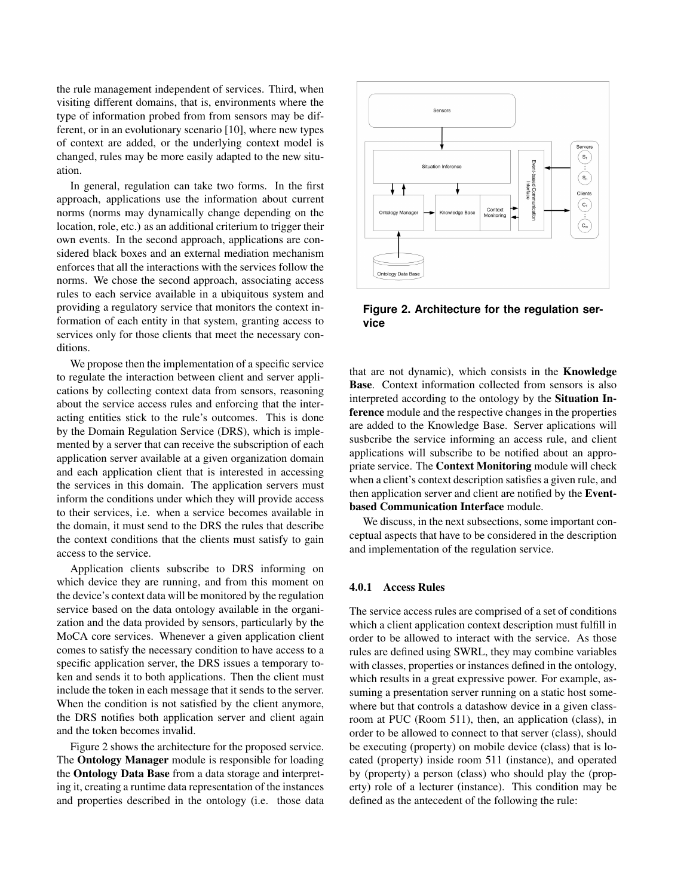the rule management independent of services. Third, when visiting different domains, that is, environments where the type of information probed from from sensors may be different, or in an evolutionary scenario [10], where new types of context are added, or the underlying context model is changed, rules may be more easily adapted to the new situation.

In general, regulation can take two forms. In the first approach, applications use the information about current norms (norms may dynamically change depending on the location, role, etc.) as an additional criterium to trigger their own events. In the second approach, applications are considered black boxes and an external mediation mechanism enforces that all the interactions with the services follow the norms. We chose the second approach, associating access rules to each service available in a ubiquitous system and providing a regulatory service that monitors the context information of each entity in that system, granting access to services only for those clients that meet the necessary conditions.

We propose then the implementation of a specific service to regulate the interaction between client and server applications by collecting context data from sensors, reasoning about the service access rules and enforcing that the interacting entities stick to the rule's outcomes. This is done by the Domain Regulation Service (DRS), which is implemented by a server that can receive the subscription of each application server available at a given organization domain and each application client that is interested in accessing the services in this domain. The application servers must inform the conditions under which they will provide access to their services, i.e. when a service becomes available in the domain, it must send to the DRS the rules that describe the context conditions that the clients must satisfy to gain access to the service.

Application clients subscribe to DRS informing on which device they are running, and from this moment on the device's context data will be monitored by the regulation service based on the data ontology available in the organization and the data provided by sensors, particularly by the MoCA core services. Whenever a given application client comes to satisfy the necessary condition to have access to a specific application server, the DRS issues a temporary token and sends it to both applications. Then the client must include the token in each message that it sends to the server. When the condition is not satisfied by the client anymore, the DRS notifies both application server and client again and the token becomes invalid.

Figure 2 shows the architecture for the proposed service. The **Ontology Manager** module is responsible for loading the **Ontology Data Base** from a data storage and interpreting it, creating a runtime data representation of the instances and properties described in the ontology (i.e. those data that are not dynamic), which consists in the **Knowledge Base**. Context information collected from sensors is also interpreted according to the ontology by the **Situation Inference** module and the respective changes in the properties are added to the Knowledge Base. Server aplications will susbcribe the service informing an access rule, and client applications will subscribe to be notified about an appropriate service. The **Context Monitoring** module will check when a client's context description satisfies a given rule, and then application server and client are notified by the **Event-based Communication Interface** module.

**Figure 2. Architecture for the regulation service**

We discuss, in the next subsections, some important conceptual aspects that have to be considered in the description and implementation of the regulation service.

### 4.0.1 Access Rules

The service access rules are comprised of a set of conditions which a client application context description must fulfill in order to be allowed to interact with the service. As those rules are defined using SWRL, they may combine variables with classes, properties or instances defined in the ontology, which results in a great expressive power. For example, assuming a presentation server running on a static host somewhere but that controls a datashow device in a given classroom at PUC (Room 511), then, an application (class), in order to be allowed to connect to that server (class), should be executing (property) on mobile device (class) that is located (property) inside room 511 (instance), and operated by (property) a person (class) who should play the (property) role of a lecturer (instance). This condition may be defined as the antecedent of the following the rule: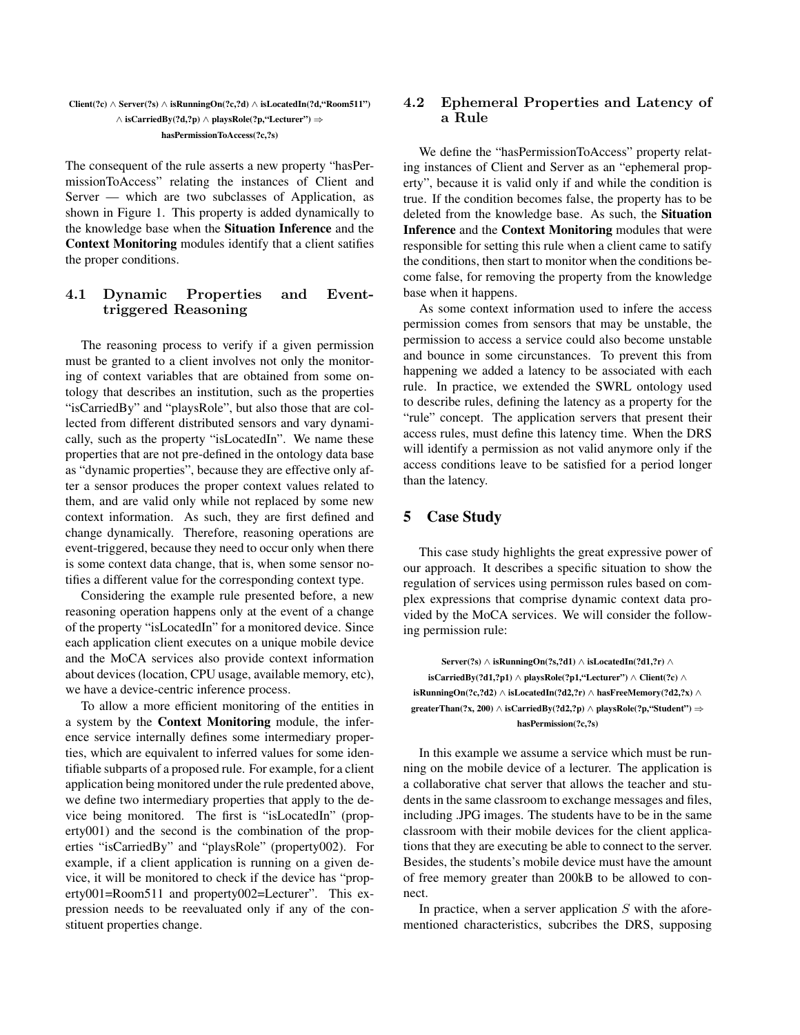**Client(?c) ∧ Server(?s) ∧ isRunningOn(?c,?d) ∧ isLocatedIn(?d,"Room511") ∧ isCarriedBy(?d,?p) ∧ playsRole(?p,"Lecturer") ⇒ hasPermissionToAccess(?c,?s)**

The consequent of the rule asserts a new property "hasPermissionToAccess" relating the instances of Client and Server — which are two subclasses of Application, as shown in Figure 1. This property is added dynamically to the knowledge base when the **Situation Inference** and the **Context Monitoring** modules identify that a client satifies the proper conditions.

### 4.1 Dynamic Properties and Event-triggered Reasoning

The reasoning process to verify if a given permission must be granted to a client involves not only the monitoring of context variables that are obtained from some ontology that describes an institution, such as the properties "isCarriedBy" and "playsRole", but also those that are collected from different distributed sensors and vary dynamically, such as the property "isLocatedIn". We name these properties that are not pre-defined in the ontology data base as "dynamic properties", because they are effective only after a sensor produces the proper context values related to them, and are valid only while not replaced by some new context information. As such, they are first defined and change dynamically. Therefore, reasoning operations are event-triggered, because they need to occur only when there is some context data change, that is, when some sensor notifies a different value for the corresponding context type.

Considering the example rule presented before, a new reasoning operation happens only at the event of a change of the property "isLocatedIn" for a monitored device. Since each application client executes on a unique mobile device and the MoCA services also provide context information about devices (location, CPU usage, available memory, etc), we have a device-centric inference process.

To allow a more efficient monitoring of the entities in a system by the **Context Monitoring** module, the inference service internally defines some intermediary properties, which are equivalent to inferred values for some identifiable subparts of a proposed rule. For example, for a client application being monitored under the rule predented above, we define two intermediary properties that apply to the device being monitored. The first is "isLocatedIn" (property001) and the second is the combination of the properties "isCarriedBy" and "playsRole" (property002). For example, if a client application is running on a given device, it will be monitored to check if the device has "property001=Room511 and property002=Lecturer". This expression needs to be reevaluated only if any of the constituent properties change.

### 4.2 Ephemeral Properties and Latency of a Rule

We define the "hasPermissionToAccess" property relating instances of Client and Server as an "ephemeral property", because it is valid only if and while the condition is true. If the condition becomes false, the property has to be deleted from the knowledge base. As such, the **Situation Inference** and the **Context Monitoring** modules that were responsible for setting this rule when a client came to satify the conditions, then start to monitor when the conditions become false, for removing the property from the knowledge base when it happens.

As some context information used to infere the access permission comes from sensors that may be unstable, the permission to access a service could also become unstable and bounce in some circunstances. To prevent this from happening we added a latency to be associated with each rule. In practice, we extended the SWRL ontology used to describe rules, defining the latency as a property for the "rule" concept. The application servers that present their access rules, must define this latency time. When the DRS will identify a permission as not valid anymore only if the access conditions leave to be satisfied for a period longer than the latency.

## 5 Case Study

This case study highlights the great expressive power of our approach. It describes a specific situation to show the regulation of services using permisson rules based on complex expressions that comprise dynamic context data provided by the MoCA services. We will consider the following permission rule:

**Server(?s) ∧ isRunningOn(?s,?d1) ∧ isLocatedIn(?d1,?r) ∧ isCarriedBy(?d1,?p1) ∧ playsRole(?p1,"Lecturer") ∧ Client(?c) ∧ isRunningOn(?c,?d2) ∧ isLocatedIn(?d2,?r) ∧ hasFreeMemory(?d2,?x) ∧ greaterThan(?x, 200) ∧ isCarriedBy(?d2,?p) ∧ playsRole(?p,"Student") ⇒ hasPermission(?c,?s)**

In this example we assume a service which must be running on the mobile device of a lecturer. The application is a collaborative chat server that allows the teacher and students in the same classroom to exchange messages and files, including .JPG images. The students have to be in the same classroom with their mobile devices for the client applications that they are executing be able to connect to the server. Besides, the students's mobile device must have the amount of free memory greater than 200kB to be allowed to connect.

In practice, when a server application $S$ with the aforementioned characteristics, subcribes the DRS, supposing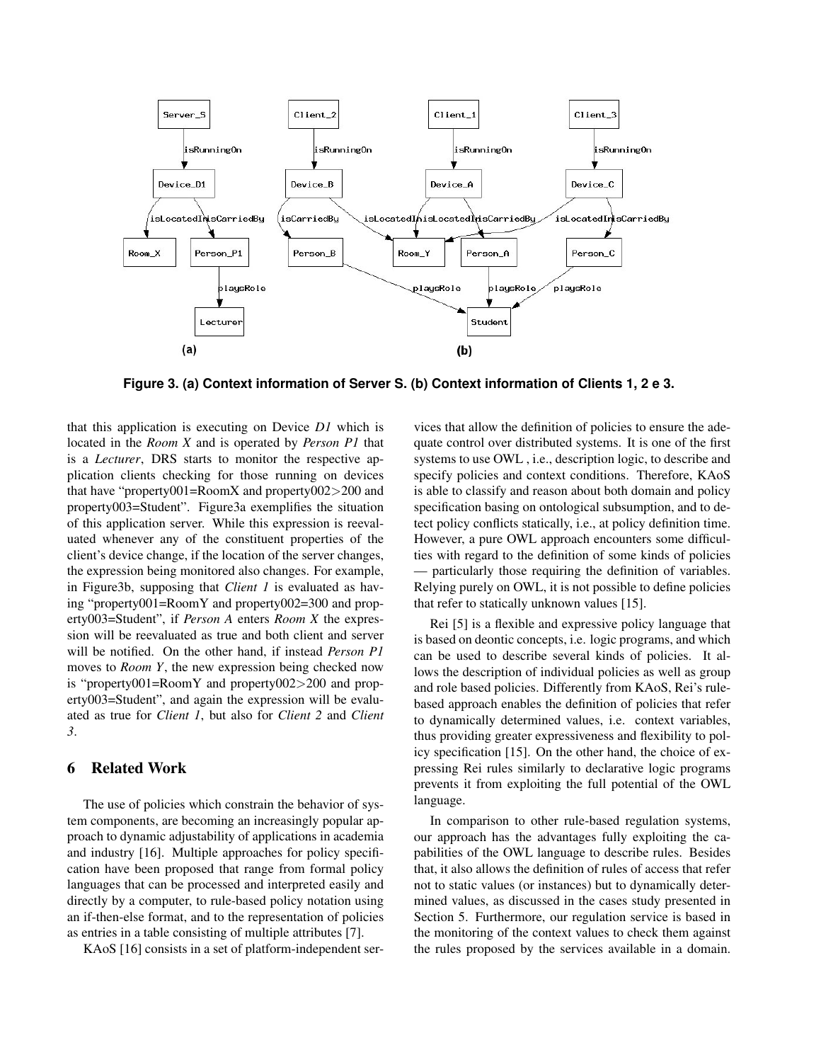**Figure 3. (a) Context information of Server S. (b) Context information of Clients 1, 2 e 3.**

that this application is executing on Device *D1* which is located in the *Room X* and is operated by *Person P1* that is a *Lecturer*, DRS starts to monitor the respective application clients checking for those running on devices that have "property001=RoomX and property002>200 and property003=Student". Figure3a exemplifies the situation of this application server. While this expression is reevaluated whenever any of the constituent properties of the client's device change, if the location of the server changes, the expression being monitored also changes. For example, in Figure3b, supposing that *Client 1* is evaluated as having "property001=RoomY and property002=300 and property003=Student", if *Person A* enters *Room X* the expression will be reevaluated as true and both client and server will be notified. On the other hand, if instead *Person P1* moves to *Room Y*, the new expression being checked now is "property001=RoomY and property002>200 and property003=Student", and again the expression will be evaluated as true for *Client 1*, but also for *Client 2* and *Client 3*.

## 6 Related Work

The use of policies which constrain the behavior of system components, are becoming an increasingly popular approach to dynamic adjustability of applications in academia and industry [16]. Multiple approaches for policy specification have been proposed that range from formal policy languages that can be processed and interpreted easily and directly by a computer, to rule-based policy notation using an if-then-else format, and to the representation of policies as entries in a table consisting of multiple attributes [7].

KAoS [16] consists in a set of platform-independent services that allow the definition of policies to ensure the adequate control over distributed systems. It is one of the first systems to use OWL , i.e., description logic, to describe and specify policies and context conditions. Therefore, KAoS is able to classify and reason about both domain and policy specification basing on ontological subsumption, and to detect policy conflicts statically, i.e., at policy definition time. However, a pure OWL approach encounters some difficulties with regard to the definition of some kinds of policies — particularly those requiring the definition of variables. Relying purely on OWL, it is not possible to define policies that refer to statically unknown values [15].

Rei [5] is a flexible and expressive policy language that is based on deontic concepts, i.e. logic programs, and which can be used to describe several kinds of policies. It allows the description of individual policies as well as group and role based policies. Differently from KAoS, Rei's rule-based approach enables the definition of policies that refer to dynamically determined values, i.e. context variables, thus providing greater expressiveness and flexibility to policy specification [15]. On the other hand, the choice of expressing Rei rules similarly to declarative logic programs prevents it from exploiting the full potential of the OWL language.

In comparison to other rule-based regulation systems, our approach has the advantages fully exploiting the capabilities of the OWL language to describe rules. Besides that, it also allows the definition of rules of access that refer not to static values (or instances) but to dynamically determined values, as discussed in the cases study presented in Section 5. Furthermore, our regulation service is based in the monitoring of the context values to check them against the rules proposed by the services available in a domain.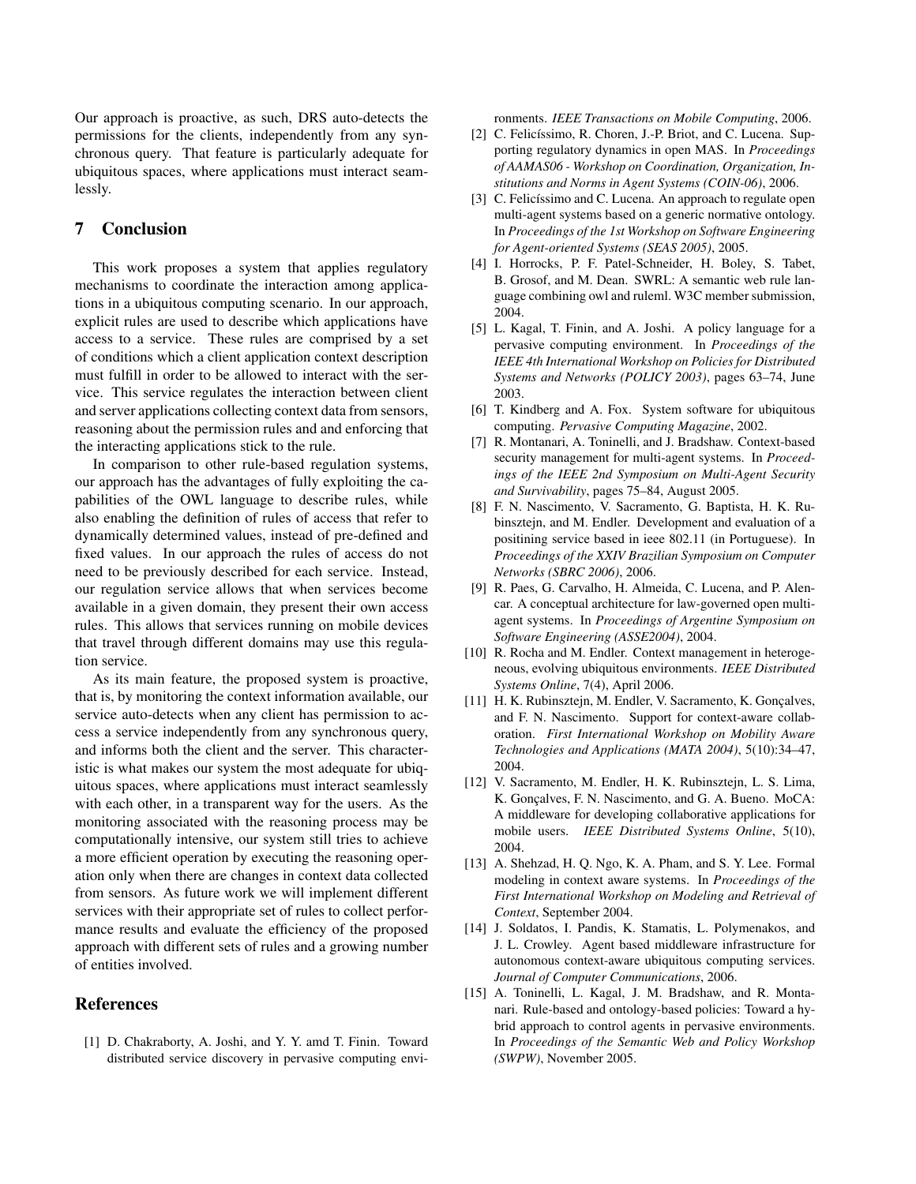Our approach is proactive, as such, DRS auto-detects the permissions for the clients, independently from any synchronous query. That feature is particularly adequate for ubiquitous spaces, where applications must interact seamlessly.

## 7 Conclusion

This work proposes a system that applies regulatory mechanisms to coordinate the interaction among applications in a ubiquitous computing scenario. In our approach, explicit rules are used to describe which applications have access to a service. These rules are comprised by a set of conditions which a client application context description must fulfill in order to be allowed to interact with the service. This service regulates the interaction between client and server applications collecting context data from sensors, reasoning about the permission rules and and enforcing that the interacting applications stick to the rule.

In comparison to other rule-based regulation systems, our approach has the advantages of fully exploiting the capabilities of the OWL language to describe rules, while also enabling the definition of rules of access that refer to dynamically determined values, instead of pre-defined and fixed values. In our approach the rules of access do not need to be previously described for each service. Instead, our regulation service allows that when services become available in a given domain, they present their own access rules. This allows that services running on mobile devices that travel through different domains may use this regulation service.

As its main feature, the proposed system is proactive, that is, by monitoring the context information available, our service auto-detects when any client has permission to access a service independently from any synchronous query, and informs both the client and the server. This characteristic is what makes our system the most adequate for ubiquitous spaces, where applications must interact seamlessly with each other, in a transparent way for the users. As the monitoring associated with the reasoning process may be computationally intensive, our system still tries to achieve a more efficient operation by executing the reasoning operation only when there are changes in context data collected from sensors. As future work we will implement different services with their appropriate set of rules to collect performance results and evaluate the efficiency of the proposed approach with different sets of rules and a growing number of entities involved.

## References

[1] D. Chakraborty, A. Joshi, and Y. Y. amd T. Finin. Toward distributed service discovery in pervasive computing environments. *IEEE Transactions on Mobile Computing*, 2006.

[2] C. Felicíssimo, R. Choren, J.-P. Briot, and C. Lucena. Supporting regulatory dynamics in open MAS. In *Proceedings of AAMAS06 - Workshop on Coordination, Organization, Institutions and Norms in Agent Systems (COIN-06)*, 2006.

[3] C. Felicíssimo and C. Lucena. An approach to regulate open multi-agent systems based on a generic normative ontology. In *Proceedings of the 1st Workshop on Software Engineering for Agent-oriented Systems (SEAS 2005)*, 2005.

[4] I. Horrocks, P. F. Patel-Schneider, H. Boley, S. Tabet, B. Grosof, and M. Dean. SWRL: A semantic web rule language combining owl and ruleml. W3C member submission, 2004.

[5] L. Kagal, T. Finin, and A. Joshi. A policy language for a pervasive computing environment. In *Proceedings of the IEEE 4th International Workshop on Policies for Distributed Systems and Networks (POLICY 2003)*, pages 63–74, June 2003.

[6] T. Kindberg and A. Fox. System software for ubiquitous computing. *Pervasive Computing Magazine*, 2002.

[7] R. Montanari, A. Toninelli, and J. Bradshaw. Context-based security management for multi-agent systems. In *Proceedings of the IEEE 2nd Symposium on Multi-Agent Security and Survivability*, pages 75–84, August 2005.

[8] F. N. Nascimento, V. Sacramento, G. Baptista, H. K. Rubinsztejn, and M. Endler. Development and evaluation of a positining service based in ieee 802.11 (in Portuguese). In *Proceedings of the XXIV Brazilian Symposium on Computer Networks (SBRC 2006)*, 2006.

[9] R. Paes, G. Carvalho, H. Almeida, C. Lucena, and P. Alencar. A conceptual architecture for law-governed open multi-agent systems. In *Proceedings of Argentine Symposium on Software Engineering (ASSE2004)*, 2004.

[10] R. Rocha and M. Endler. Context management in heterogeneous, evolving ubiquitous environments. *IEEE Distributed Systems Online*, 7(4), April 2006.

[11] H. K. Rubinsztejn, M. Endler, V. Sacramento, K. Gonçalves, and F. N. Nascimento. Support for context-aware collaboration. *First International Workshop on Mobility Aware Technologies and Applications (MATA 2004)*, 5(10):34–47, 2004.

[12] V. Sacramento, M. Endler, H. K. Rubinsztejn, L. S. Lima, K. Gonçalves, F. N. Nascimento, and G. A. Bueno. MoCA: A middleware for developing collaborative applications for mobile users. *IEEE Distributed Systems Online*, 5(10), 2004.

[13] A. Shehzad, H. Q. Ngo, K. A. Pham, and S. Y. Lee. Formal modeling in context aware systems. In *Proceedings of the First International Workshop on Modeling and Retrieval of Context*, September 2004.

[14] J. Soldatos, I. Pandis, K. Stamatis, L. Polymenakos, and J. L. Crowley. Agent based middleware infrastructure for autonomous context-aware ubiquitous computing services. *Journal of Computer Communications*, 2006.

[15] A. Toninelli, L. Kagal, J. M. Bradshaw, and R. Montanari. Rule-based and ontology-based policies: Toward a hybrid approach to control agents in pervasive environments. In *Proceedings of the Semantic Web and Policy Workshop (SWPW)*, November 2005.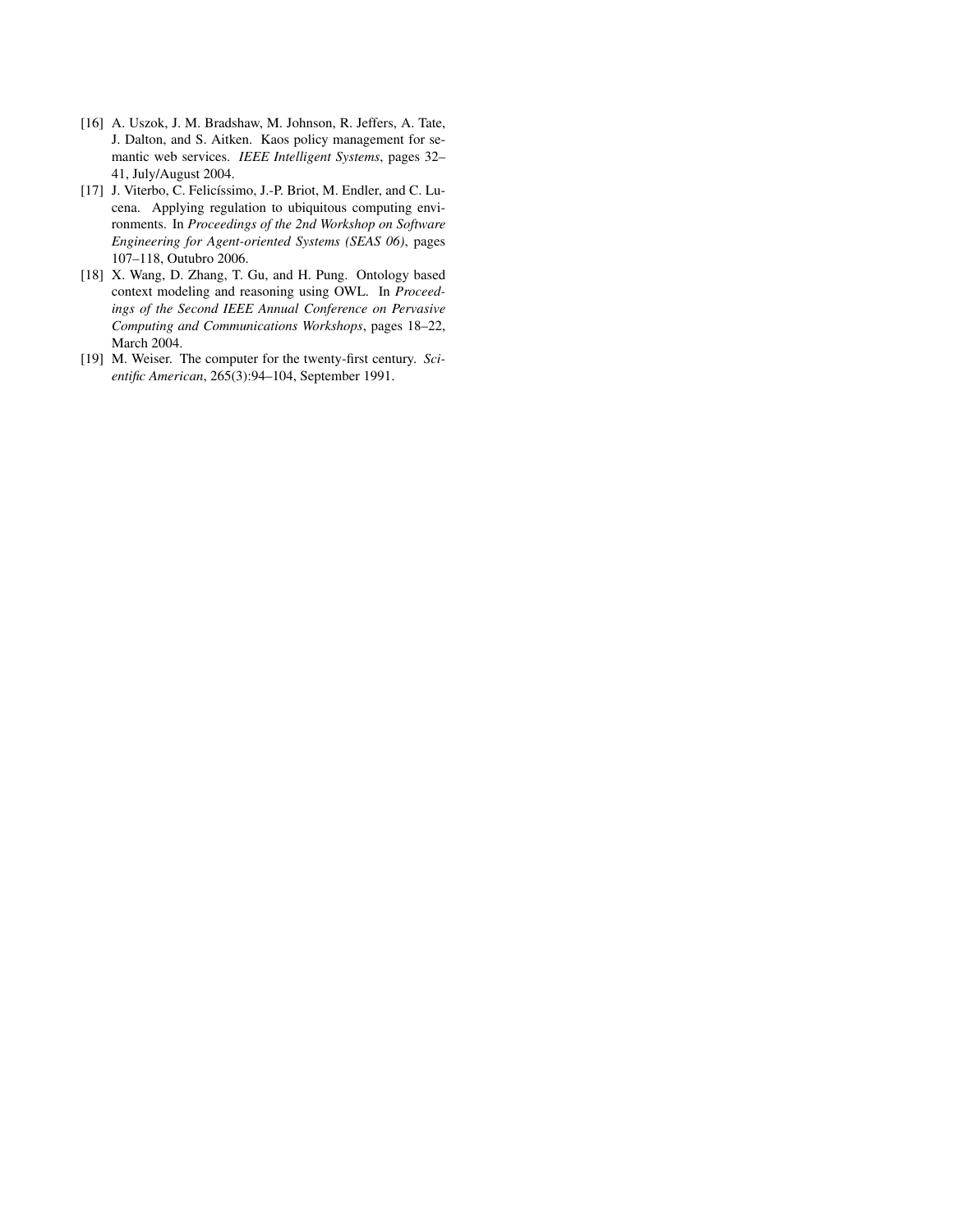[16] A. Uszok, J. M. Bradshaw, M. Johnson, R. Jeffers, A. Tate, J. Dalton, and S. Aitken. Kaos policy management for semantic web services. *IEEE Intelligent Systems*, pages 32–41, July/August 2004.

[17] J. Viterbo, C. Felicíssimo, J.-P. Briot, M. Endler, and C. Lucena. Applying regulation to ubiquitous computing environments. In *Proceedings of the 2nd Workshop on Software Engineering for Agent-oriented Systems (SEAS 06)*, pages 107–118, Outubro 2006.

[18] X. Wang, D. Zhang, T. Gu, and H. Pung. Ontology based context modeling and reasoning using OWL. In *Proceedings of the Second IEEE Annual Conference on Pervasive Computing and Communications Workshops*, pages 18–22, March 2004.

[19] M. Weiser. The computer for the twenty-first century. *Scientific American*, 265(3):94–104, September 1991.